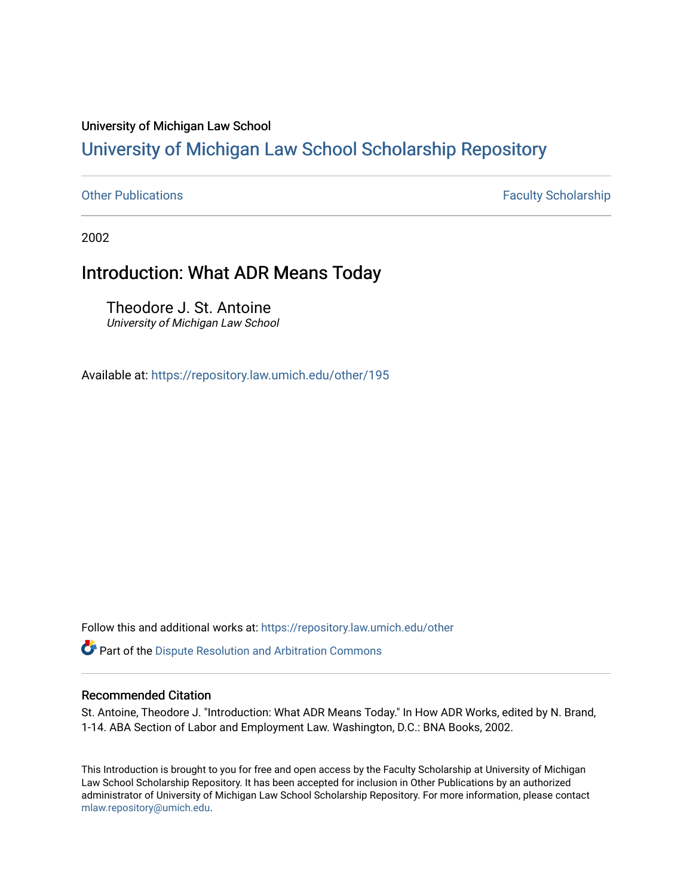University of Michigan Law School

# University of Michigan Law School Scholarship Repository

Other Publications | Faculty Scholarship

2002

## Introduction: What ADR Means Today

Theodore J. St. Antoine
*University of Michigan Law School*

Available at: https://repository.law.umich.edu/other/195

Follow this and additional works at: https://repository.law.umich.edu/other

Part of the Dispute Resolution and Arbitration Commons

### Recommended Citation

St. Antoine, Theodore J. "Introduction: What ADR Means Today." In How ADR Works, edited by N. Brand, 1-14. ABA Section of Labor and Employment Law. Washington, D.C.: BNA Books, 2002.

This Introduction is brought to you for free and open access by the Faculty Scholarship at University of Michigan Law School Scholarship Repository. It has been accepted for inclusion in Other Publications by an authorized administrator of University of Michigan Law School Scholarship Repository. For more information, please contact mlaw.repository@umich.edu.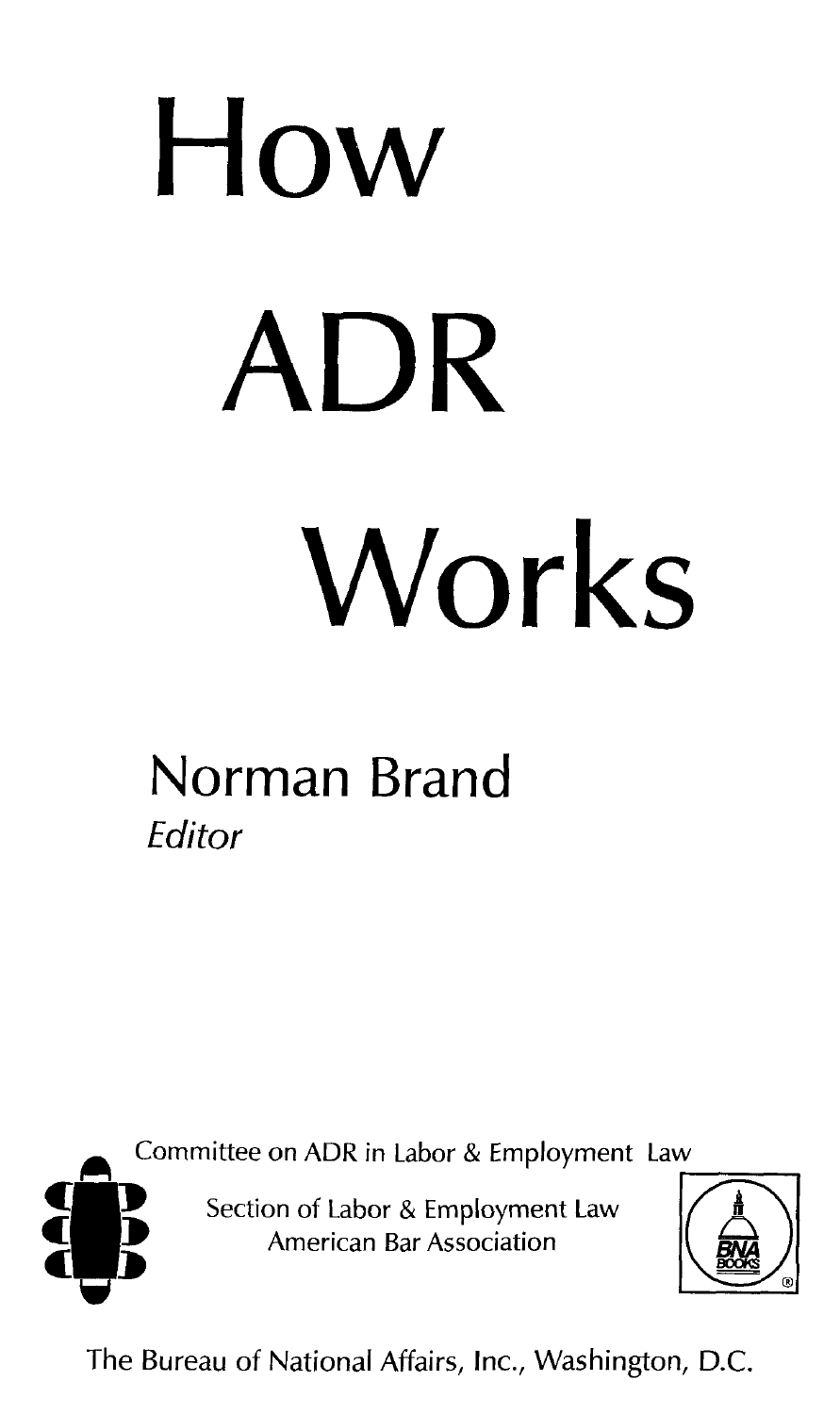# How ADR Works

## Norman Brand
*Editor*

Committee on ADR in Labor & Employment Law

Section of Labor & Employment Law
American Bar Association

The Bureau of National Affairs, Inc., Washington, D.C.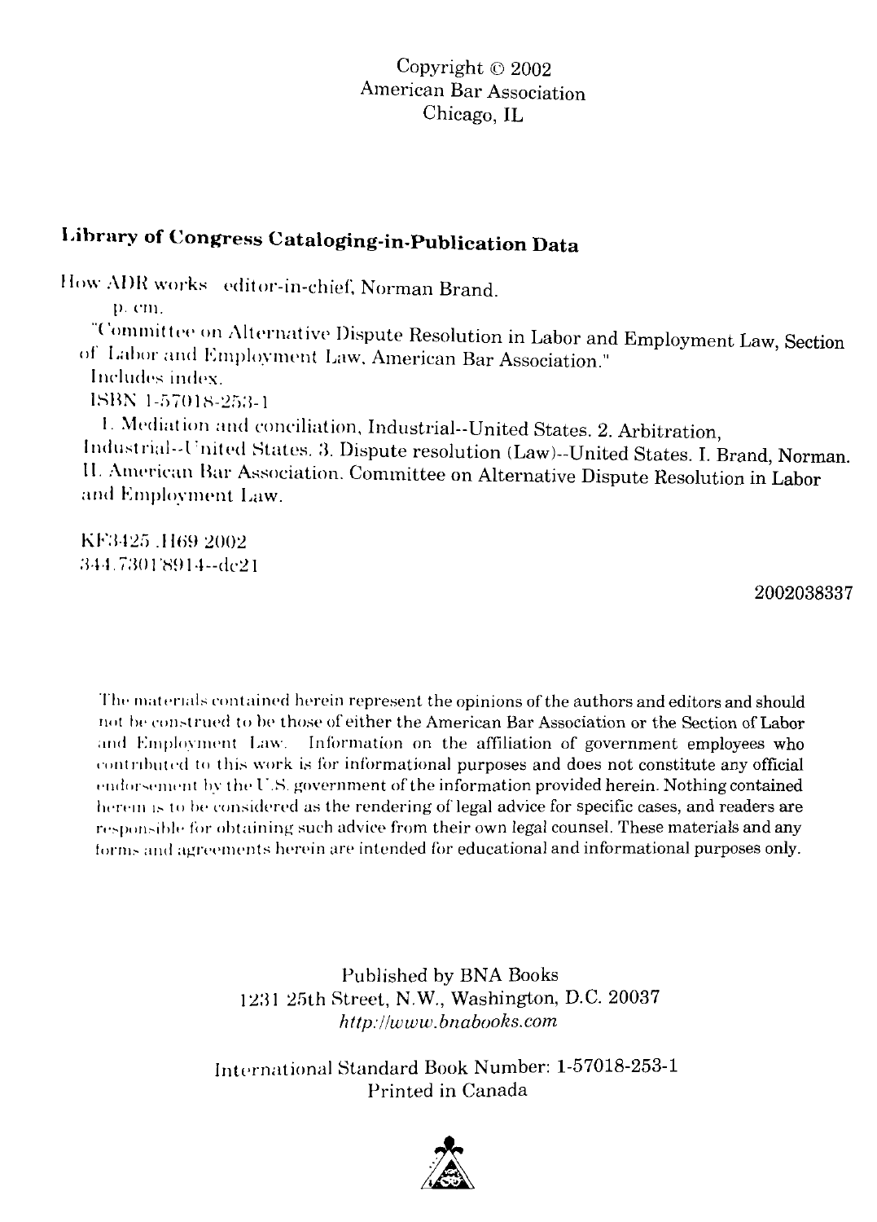Copyright © 2002
American Bar Association
Chicago, IL

**Library of Congress Cataloging-in-Publication Data**

How ADR works editor-in-chief, Norman Brand.

p. cm.

"Committee on Alternative Dispute Resolution in Labor and Employment Law, Section of Labor and Employment Law, American Bar Association."

Includes index.

ISBN 1-57018-253-1

1. Mediation and conciliation, Industrial--United States. 2. Arbitration, Industrial--United States. 3. Dispute resolution (Law)--United States. I. Brand, Norman. II. American Bar Association. Committee on Alternative Dispute Resolution in Labor and Employment Law.

KF3425 .H69 2002
344.7301'8914--dc21

2002038337

The materials contained herein represent the opinions of the authors and editors and should not be construed to be those of either the American Bar Association or the Section of Labor and Employment Law. Information on the affiliation of government employees who contributed to this work is for informational purposes and does not constitute any official endorsement by the U.S. government of the information provided herein. Nothing contained herein is to be considered as the rendering of legal advice for specific cases, and readers are responsible for obtaining such advice from their own legal counsel. These materials and any forms and agreements herein are intended for educational and informational purposes only.

Published by BNA Books
1231 25th Street, N.W., Washington, D.C. 20037
*http://www.bnabooks.com*

International Standard Book Number: 1-57018-253-1
Printed in Canada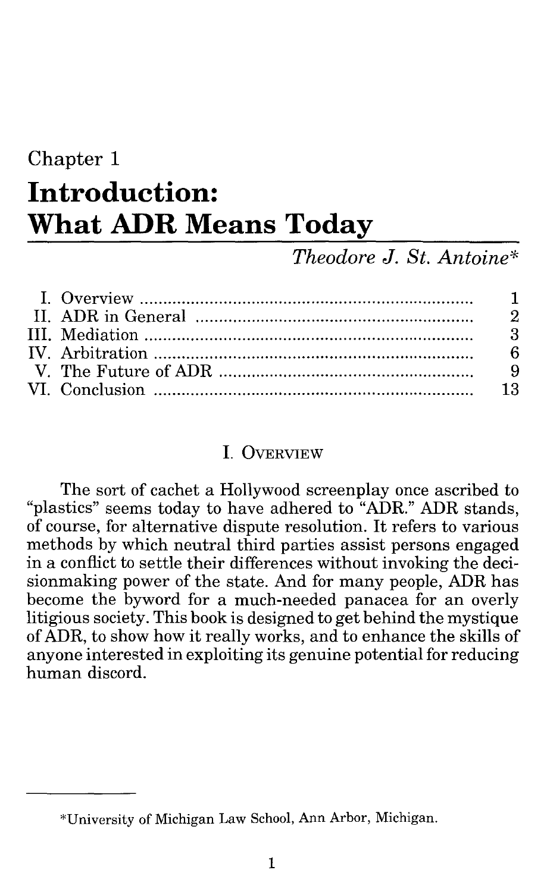Chapter 1

# Introduction: What ADR Means Today

*Theodore J. St. Antoine**

| | |
|---|---|
| I. Overview | 1 |
| II. ADR in General | 2 |
| III. Mediation | 3 |
| IV. Arbitration | 6 |
| V. The Future of ADR | 9 |
| VI. Conclusion | 13 |

## I. Overview

The sort of cachet a Hollywood screenplay once ascribed to "plastics" seems today to have adhered to "ADR." ADR stands, of course, for alternative dispute resolution. It refers to various methods by which neutral third parties assist persons engaged in a conflict to settle their differences without invoking the decisionmaking power of the state. And for many people, ADR has become the byword for a much-needed panacea for an overly litigious society. This book is designed to get behind the mystique of ADR, to show how it really works, and to enhance the skills of anyone interested in exploiting its genuine potential for reducing human discord.

---

*University of Michigan Law School, Ann Arbor, Michigan.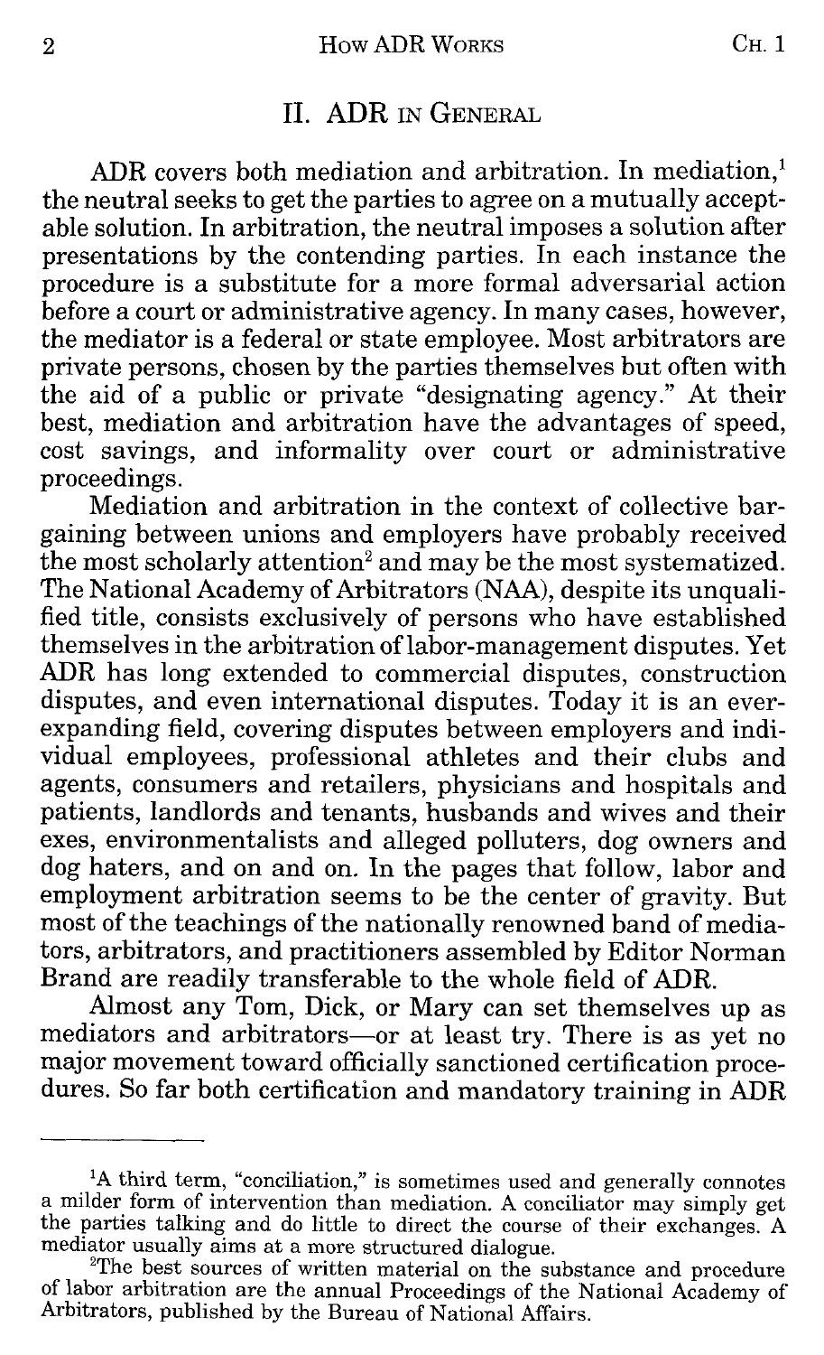## II. ADR in General

ADR covers both mediation and arbitration. In mediation,[1] the neutral seeks to get the parties to agree on a mutually acceptable solution. In arbitration, the neutral imposes a solution after presentations by the contending parties. In each instance the procedure is a substitute for a more formal adversarial action before a court or administrative agency. In many cases, however, the mediator is a federal or state employee. Most arbitrators are private persons, chosen by the parties themselves but often with the aid of a public or private "designating agency." At their best, mediation and arbitration have the advantages of speed, cost savings, and informality over court or administrative proceedings.

Mediation and arbitration in the context of collective bargaining between unions and employers have probably received the most scholarly attention[2] and may be the most systematized. The National Academy of Arbitrators (NAA), despite its unqualified title, consists exclusively of persons who have established themselves in the arbitration of labor-management disputes. Yet ADR has long extended to commercial disputes, construction disputes, and even international disputes. Today it is an ever-expanding field, covering disputes between employers and individual employees, professional athletes and their clubs and agents, consumers and retailers, physicians and hospitals and patients, landlords and tenants, husbands and wives and their exes, environmentalists and alleged polluters, dog owners and dog haters, and on and on. In the pages that follow, labor and employment arbitration seems to be the center of gravity. But most of the teachings of the nationally renowned band of mediators, arbitrators, and practitioners assembled by Editor Norman Brand are readily transferable to the whole field of ADR.

Almost any Tom, Dick, or Mary can set themselves up as mediators and arbitrators—or at least try. There is as yet no major movement toward officially sanctioned certification procedures. So far both certification and mandatory training in ADR

---

[1] A third term, "conciliation," is sometimes used and generally connotes a milder form of intervention than mediation. A conciliator may simply get the parties talking and do little to direct the course of their exchanges. A mediator usually aims at a more structured dialogue.

[2] The best sources of written material on the substance and procedure of labor arbitration are the annual Proceedings of the National Academy of Arbitrators, published by the Bureau of National Affairs.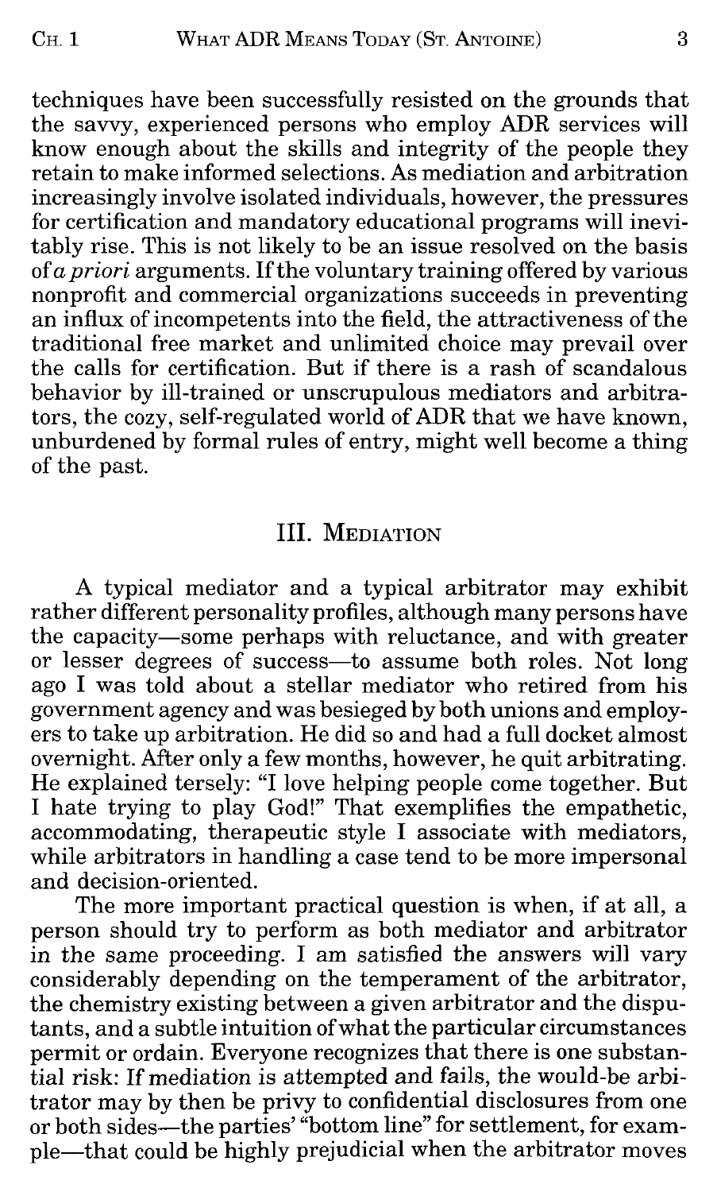techniques have been successfully resisted on the grounds that the savvy, experienced persons who employ ADR services will know enough about the skills and integrity of the people they retain to make informed selections. As mediation and arbitration increasingly involve isolated individuals, however, the pressures for certification and mandatory educational programs will inevitably rise. This is not likely to be an issue resolved on the basis of *a priori* arguments. If the voluntary training offered by various nonprofit and commercial organizations succeeds in preventing an influx of incompetents into the field, the attractiveness of the traditional free market and unlimited choice may prevail over the calls for certification. But if there is a rash of scandalous behavior by ill-trained or unscrupulous mediators and arbitrators, the cozy, self-regulated world of ADR that we have known, unburdened by formal rules of entry, might well become a thing of the past.

## III. Mediation

A typical mediator and a typical arbitrator may exhibit rather different personality profiles, although many persons have the capacity—some perhaps with reluctance, and with greater or lesser degrees of success—to assume both roles. Not long ago I was told about a stellar mediator who retired from his government agency and was besieged by both unions and employers to take up arbitration. He did so and had a full docket almost overnight. After only a few months, however, he quit arbitrating. He explained tersely: "I love helping people come together. But I hate trying to play God!" That exemplifies the empathetic, accommodating, therapeutic style I associate with mediators, while arbitrators in handling a case tend to be more impersonal and decision-oriented.

The more important practical question is when, if at all, a person should try to perform as both mediator and arbitrator in the same proceeding. I am satisfied the answers will vary considerably depending on the temperament of the arbitrator, the chemistry existing between a given arbitrator and the disputants, and a subtle intuition of what the particular circumstances permit or ordain. Everyone recognizes that there is one substantial risk: If mediation is attempted and fails, the would-be arbitrator may by then be privy to confidential disclosures from one or both sides—the parties' "bottom line" for settlement, for example—that could be highly prejudicial when the arbitrator moves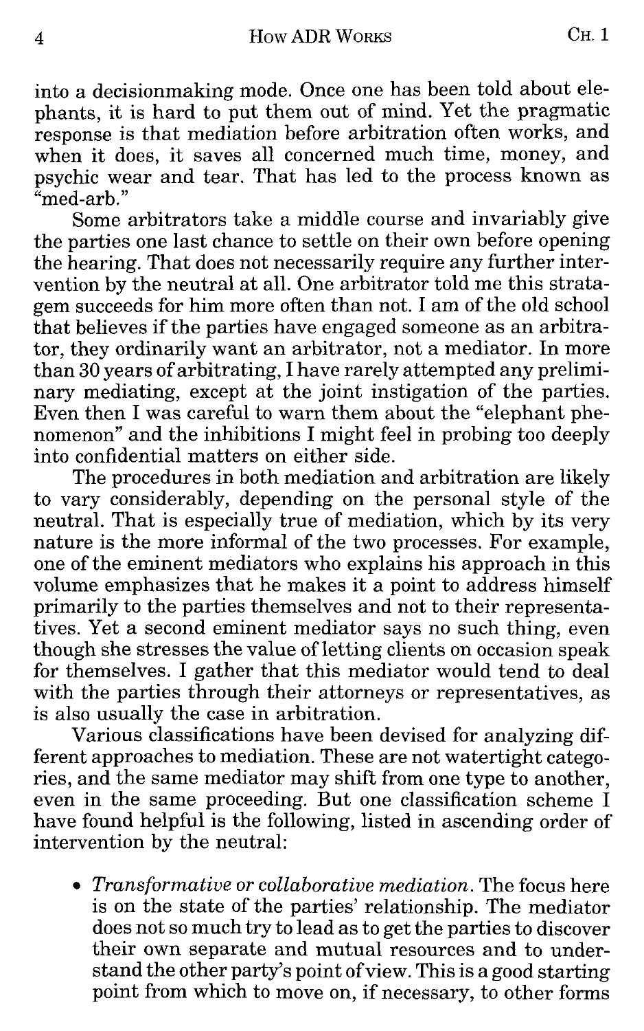into a decisionmaking mode. Once one has been told about elephants, it is hard to put them out of mind. Yet the pragmatic response is that mediation before arbitration often works, and when it does, it saves all concerned much time, money, and psychic wear and tear. That has led to the process known as "med-arb."

Some arbitrators take a middle course and invariably give the parties one last chance to settle on their own before opening the hearing. That does not necessarily require any further intervention by the neutral at all. One arbitrator told me this stratagem succeeds for him more often than not. I am of the old school that believes if the parties have engaged someone as an arbitrator, they ordinarily want an arbitrator, not a mediator. In more than 30 years of arbitrating, I have rarely attempted any preliminary mediating, except at the joint instigation of the parties. Even then I was careful to warn them about the "elephant phenomenon" and the inhibitions I might feel in probing too deeply into confidential matters on either side.

The procedures in both mediation and arbitration are likely to vary considerably, depending on the personal style of the neutral. That is especially true of mediation, which by its very nature is the more informal of the two processes. For example, one of the eminent mediators who explains his approach in this volume emphasizes that he makes it a point to address himself primarily to the parties themselves and not to their representatives. Yet a second eminent mediator says no such thing, even though she stresses the value of letting clients on occasion speak for themselves. I gather that this mediator would tend to deal with the parties through their attorneys or representatives, as is also usually the case in arbitration.

Various classifications have been devised for analyzing different approaches to mediation. These are not watertight categories, and the same mediator may shift from one type to another, even in the same proceeding. But one classification scheme I have found helpful is the following, listed in ascending order of intervention by the neutral:

- *Transformative or collaborative mediation.* The focus here is on the state of the parties' relationship. The mediator does not so much try to lead as to get the parties to discover their own separate and mutual resources and to understand the other party's point of view. This is a good starting point from which to move on, if necessary, to other forms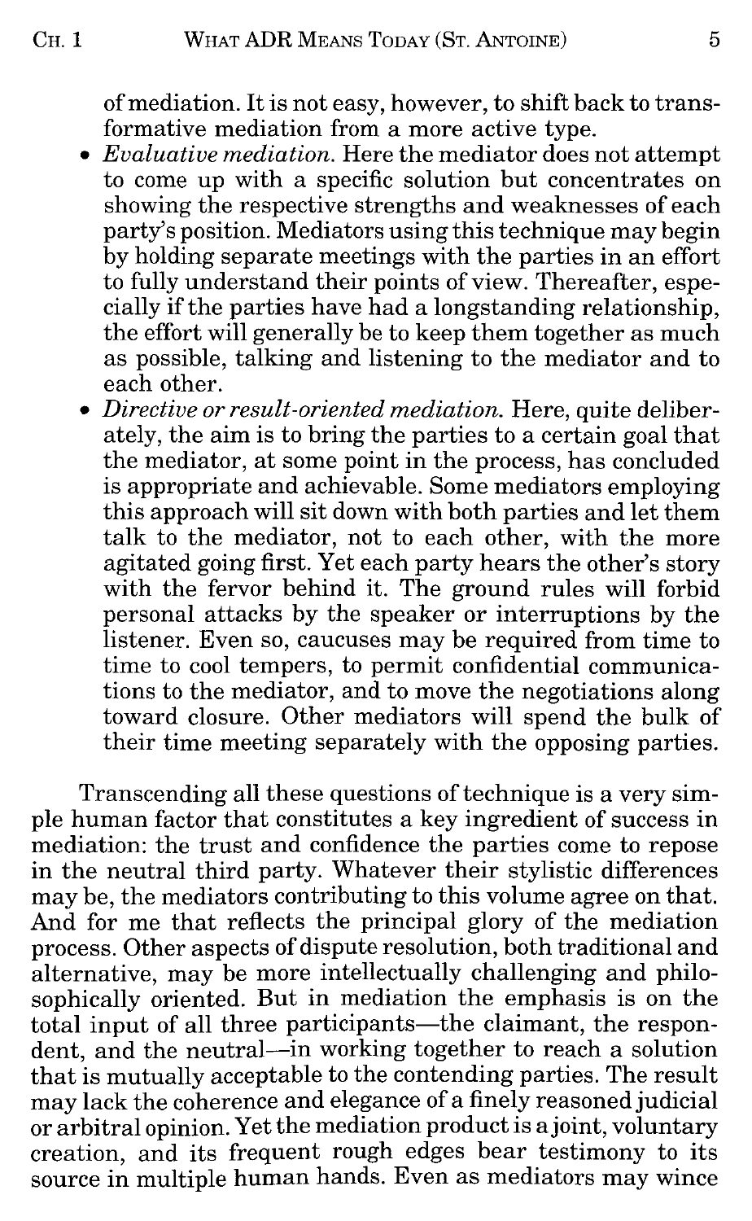of mediation. It is not easy, however, to shift back to transformative mediation from a more active type.

- *Evaluative mediation.* Here the mediator does not attempt to come up with a specific solution but concentrates on showing the respective strengths and weaknesses of each party's position. Mediators using this technique may begin by holding separate meetings with the parties in an effort to fully understand their points of view. Thereafter, especially if the parties have had a longstanding relationship, the effort will generally be to keep them together as much as possible, talking and listening to the mediator and to each other.
- *Directive or result-oriented mediation.* Here, quite deliberately, the aim is to bring the parties to a certain goal that the mediator, at some point in the process, has concluded is appropriate and achievable. Some mediators employing this approach will sit down with both parties and let them talk to the mediator, not to each other, with the more agitated going first. Yet each party hears the other's story with the fervor behind it. The ground rules will forbid personal attacks by the speaker or interruptions by the listener. Even so, caucuses may be required from time to time to cool tempers, to permit confidential communications to the mediator, and to move the negotiations along toward closure. Other mediators will spend the bulk of their time meeting separately with the opposing parties.

Transcending all these questions of technique is a very simple human factor that constitutes a key ingredient of success in mediation: the trust and confidence the parties come to repose in the neutral third party. Whatever their stylistic differences may be, the mediators contributing to this volume agree on that. And for me that reflects the principal glory of the mediation process. Other aspects of dispute resolution, both traditional and alternative, may be more intellectually challenging and philosophically oriented. But in mediation the emphasis is on the total input of all three participants—the claimant, the respondent, and the neutral—in working together to reach a solution that is mutually acceptable to the contending parties. The result may lack the coherence and elegance of a finely reasoned judicial or arbitral opinion. Yet the mediation product is a joint, voluntary creation, and its frequent rough edges bear testimony to its source in multiple human hands. Even as mediators may wince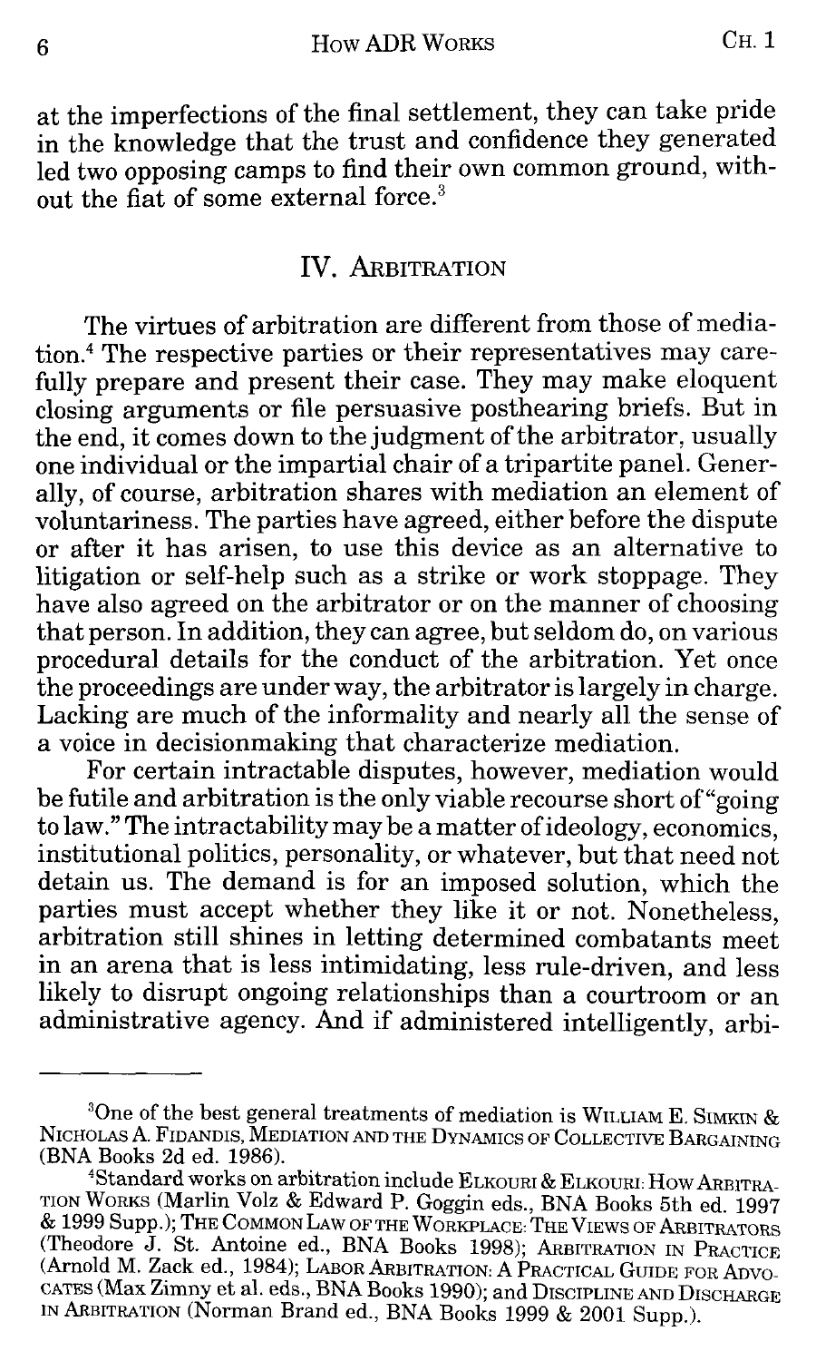at the imperfections of the final settlement, they can take pride in the knowledge that the trust and confidence they generated led two opposing camps to find their own common ground, without the fiat of some external force.[3]

## IV. Arbitration

The virtues of arbitration are different from those of mediation.[4] The respective parties or their representatives may carefully prepare and present their case. They may make eloquent closing arguments or file persuasive posthearing briefs. But in the end, it comes down to the judgment of the arbitrator, usually one individual or the impartial chair of a tripartite panel. Generally, of course, arbitration shares with mediation an element of voluntariness. The parties have agreed, either before the dispute or after it has arisen, to use this device as an alternative to litigation or self-help such as a strike or work stoppage. They have also agreed on the arbitrator or on the manner of choosing that person. In addition, they can agree, but seldom do, on various procedural details for the conduct of the arbitration. Yet once the proceedings are under way, the arbitrator is largely in charge. Lacking are much of the informality and nearly all the sense of a voice in decisionmaking that characterize mediation.

For certain intractable disputes, however, mediation would be futile and arbitration is the only viable recourse short of "going to law." The intractability may be a matter of ideology, economics, institutional politics, personality, or whatever, but that need not detain us. The demand is for an imposed solution, which the parties must accept whether they like it or not. Nonetheless, arbitration still shines in letting determined combatants meet in an arena that is less intimidating, less rule-driven, and less likely to disrupt ongoing relationships than a courtroom or an administrative agency. And if administered intelligently, arbi-

---

[3] One of the best general treatments of mediation is William E. Simkin & Nicholas A. Fidandis, Mediation and the Dynamics of Collective Bargaining (BNA Books 2d ed. 1986).

[4] Standard works on arbitration include Elkouri & Elkouri: How Arbitration Works (Marlin Volz & Edward P. Goggin eds., BNA Books 5th ed. 1997 & 1999 Supp.); The Common Law of the Workplace: The Views of Arbitrators (Theodore J. St. Antoine ed., BNA Books 1998); Arbitration in Practice (Arnold M. Zack ed., 1984); Labor Arbitration: A Practical Guide for Advocates (Max Zimny et al. eds., BNA Books 1990); and Discipline and Discharge in Arbitration (Norman Brand ed., BNA Books 1999 & 2001 Supp.).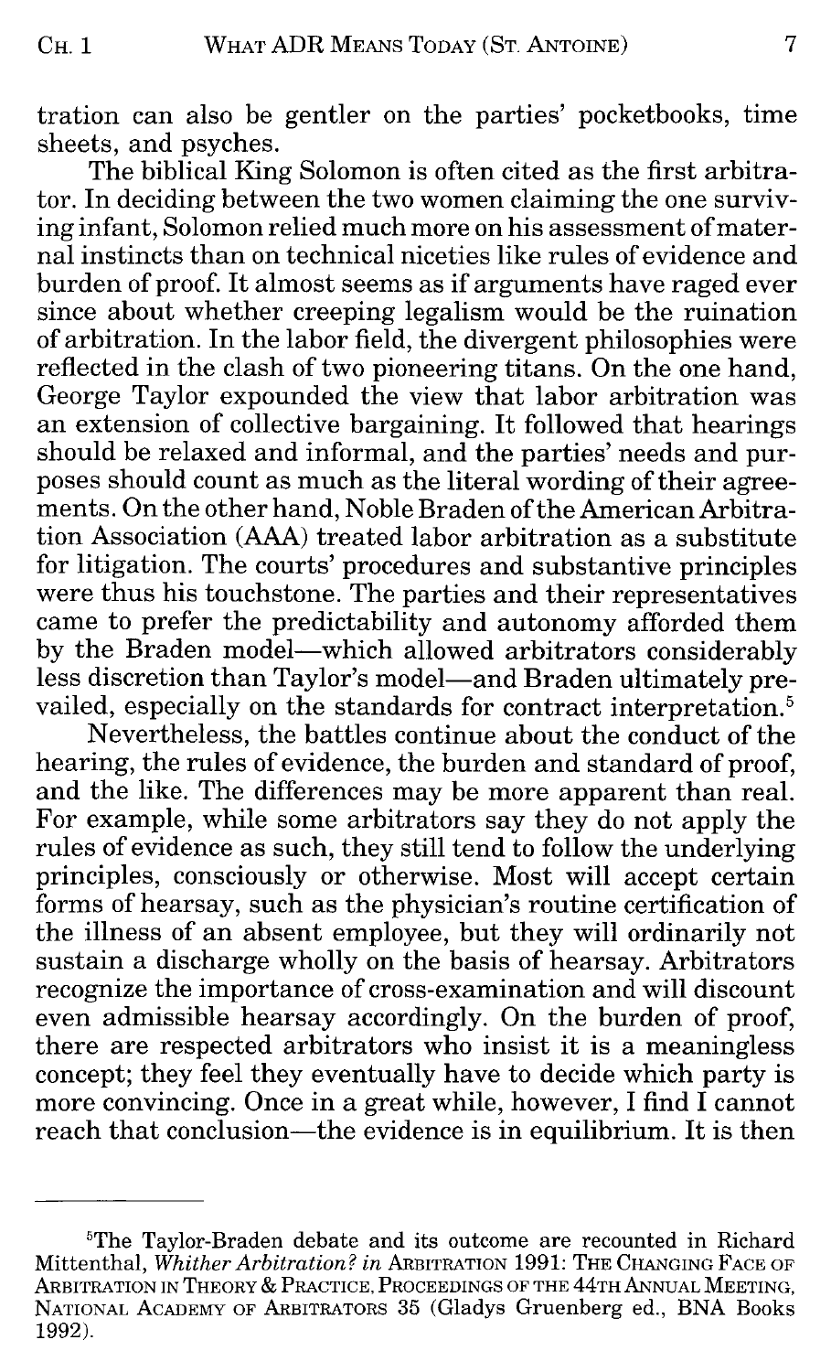tration can also be gentler on the parties' pocketbooks, time sheets, and psyches.

The biblical King Solomon is often cited as the first arbitrator. In deciding between the two women claiming the one surviving infant, Solomon relied much more on his assessment of maternal instincts than on technical niceties like rules of evidence and burden of proof. It almost seems as if arguments have raged ever since about whether creeping legalism would be the ruination of arbitration. In the labor field, the divergent philosophies were reflected in the clash of two pioneering titans. On the one hand, George Taylor expounded the view that labor arbitration was an extension of collective bargaining. It followed that hearings should be relaxed and informal, and the parties' needs and purposes should count as much as the literal wording of their agreements. On the other hand, Noble Braden of the American Arbitration Association (AAA) treated labor arbitration as a substitute for litigation. The courts' procedures and substantive principles were thus his touchstone. The parties and their representatives came to prefer the predictability and autonomy afforded them by the Braden model—which allowed arbitrators considerably less discretion than Taylor's model—and Braden ultimately prevailed, especially on the standards for contract interpretation.[5]

Nevertheless, the battles continue about the conduct of the hearing, the rules of evidence, the burden and standard of proof, and the like. The differences may be more apparent than real. For example, while some arbitrators say they do not apply the rules of evidence as such, they still tend to follow the underlying principles, consciously or otherwise. Most will accept certain forms of hearsay, such as the physician's routine certification of the illness of an absent employee, but they will ordinarily not sustain a discharge wholly on the basis of hearsay. Arbitrators recognize the importance of cross-examination and will discount even admissible hearsay accordingly. On the burden of proof, there are respected arbitrators who insist it is a meaningless concept; they feel they eventually have to decide which party is more convincing. Once in a great while, however, I find I cannot reach that conclusion—the evidence is in equilibrium. It is then

---

[5]The Taylor-Braden debate and its outcome are recounted in Richard Mittenthal, *Whither Arbitration? in* ARBITRATION 1991: THE CHANGING FACE OF ARBITRATION IN THEORY & PRACTICE, PROCEEDINGS OF THE 44TH ANNUAL MEETING, NATIONAL ACADEMY OF ARBITRATORS 35 (Gladys Gruenberg ed., BNA Books 1992).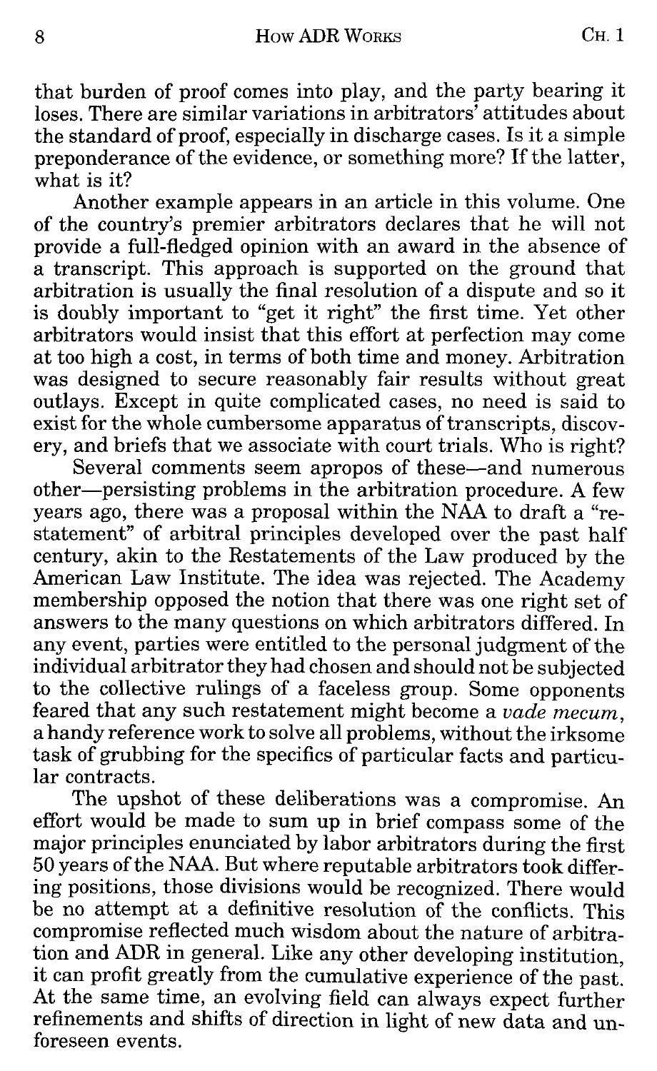that burden of proof comes into play, and the party bearing it loses. There are similar variations in arbitrators' attitudes about the standard of proof, especially in discharge cases. Is it a simple preponderance of the evidence, or something more? If the latter, what is it?

Another example appears in an article in this volume. One of the country's premier arbitrators declares that he will not provide a full-fledged opinion with an award in the absence of a transcript. This approach is supported on the ground that arbitration is usually the final resolution of a dispute and so it is doubly important to "get it right" the first time. Yet other arbitrators would insist that this effort at perfection may come at too high a cost, in terms of both time and money. Arbitration was designed to secure reasonably fair results without great outlays. Except in quite complicated cases, no need is said to exist for the whole cumbersome apparatus of transcripts, discovery, and briefs that we associate with court trials. Who is right?

Several comments seem apropos of these—and numerous other—persisting problems in the arbitration procedure. A few years ago, there was a proposal within the NAA to draft a "restatement" of arbitral principles developed over the past half century, akin to the Restatements of the Law produced by the American Law Institute. The idea was rejected. The Academy membership opposed the notion that there was one right set of answers to the many questions on which arbitrators differed. In any event, parties were entitled to the personal judgment of the individual arbitrator they had chosen and should not be subjected to the collective rulings of a faceless group. Some opponents feared that any such restatement might become a *vade mecum*, a handy reference work to solve all problems, without the irksome task of grubbing for the specifics of particular facts and particular contracts.

The upshot of these deliberations was a compromise. An effort would be made to sum up in brief compass some of the major principles enunciated by labor arbitrators during the first 50 years of the NAA. But where reputable arbitrators took differing positions, those divisions would be recognized. There would be no attempt at a definitive resolution of the conflicts. This compromise reflected much wisdom about the nature of arbitration and ADR in general. Like any other developing institution, it can profit greatly from the cumulative experience of the past. At the same time, an evolving field can always expect further refinements and shifts of direction in light of new data and unforeseen events.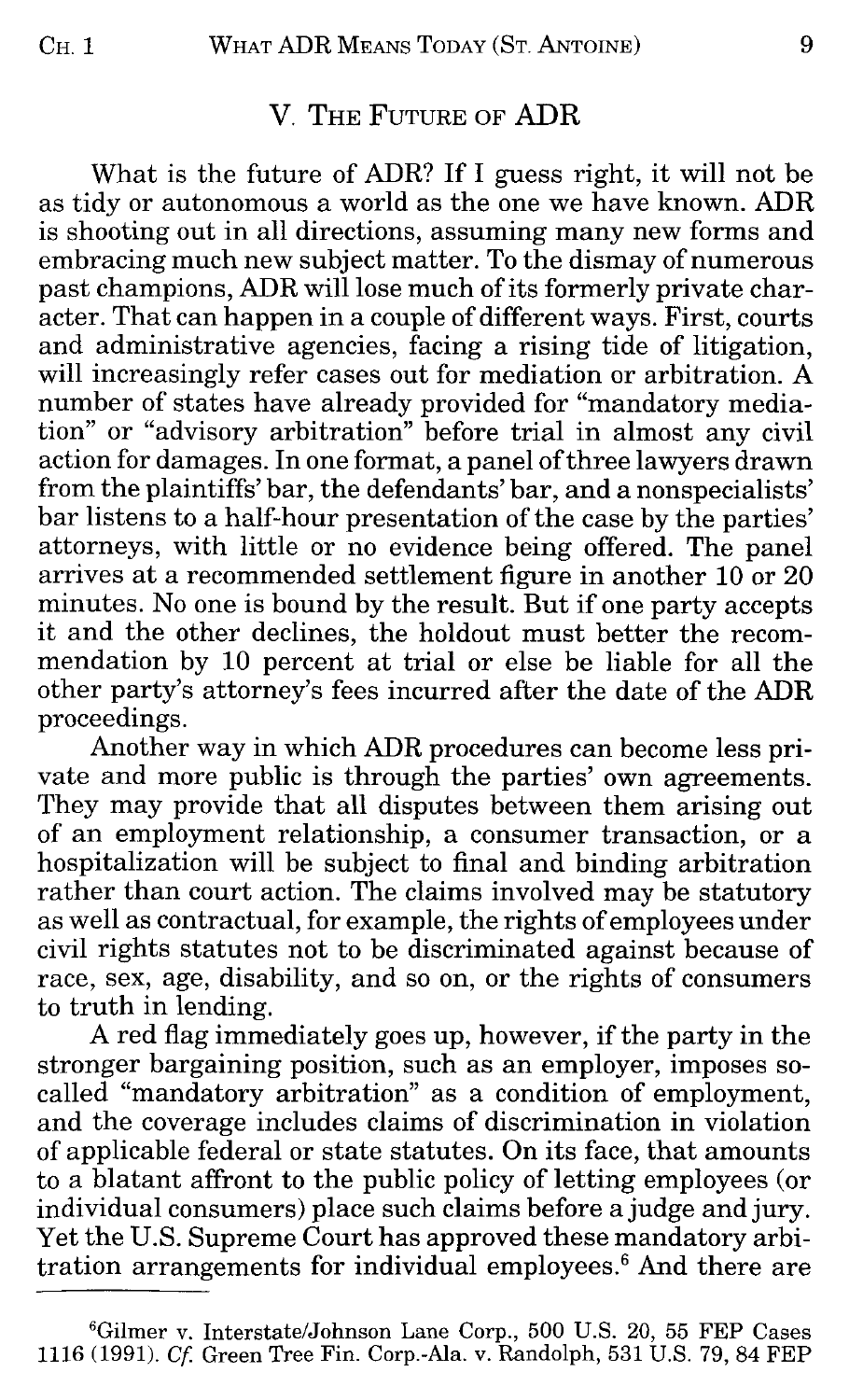## V. The Future of ADR

What is the future of ADR? If I guess right, it will not be as tidy or autonomous a world as the one we have known. ADR is shooting out in all directions, assuming many new forms and embracing much new subject matter. To the dismay of numerous past champions, ADR will lose much of its formerly private character. That can happen in a couple of different ways. First, courts and administrative agencies, facing a rising tide of litigation, will increasingly refer cases out for mediation or arbitration. A number of states have already provided for "mandatory mediation" or "advisory arbitration" before trial in almost any civil action for damages. In one format, a panel of three lawyers drawn from the plaintiffs' bar, the defendants' bar, and a nonspecialists' bar listens to a half-hour presentation of the case by the parties' attorneys, with little or no evidence being offered. The panel arrives at a recommended settlement figure in another 10 or 20 minutes. No one is bound by the result. But if one party accepts it and the other declines, the holdout must better the recommendation by 10 percent at trial or else be liable for all the other party's attorney's fees incurred after the date of the ADR proceedings.

Another way in which ADR procedures can become less private and more public is through the parties' own agreements. They may provide that all disputes between them arising out of an employment relationship, a consumer transaction, or a hospitalization will be subject to final and binding arbitration rather than court action. The claims involved may be statutory as well as contractual, for example, the rights of employees under civil rights statutes not to be discriminated against because of race, sex, age, disability, and so on, or the rights of consumers to truth in lending.

A red flag immediately goes up, however, if the party in the stronger bargaining position, such as an employer, imposes so-called "mandatory arbitration" as a condition of employment, and the coverage includes claims of discrimination in violation of applicable federal or state statutes. On its face, that amounts to a blatant affront to the public policy of letting employees (or individual consumers) place such claims before a judge and jury. Yet the U.S. Supreme Court has approved these mandatory arbitration arrangements for individual employees.[6] And there are

---

[6] Gilmer v. Interstate/Johnson Lane Corp., 500 U.S. 20, 55 FEP Cases 1116 (1991). *Cf.* Green Tree Fin. Corp.-Ala. v. Randolph, 531 U.S. 79, 84 FEP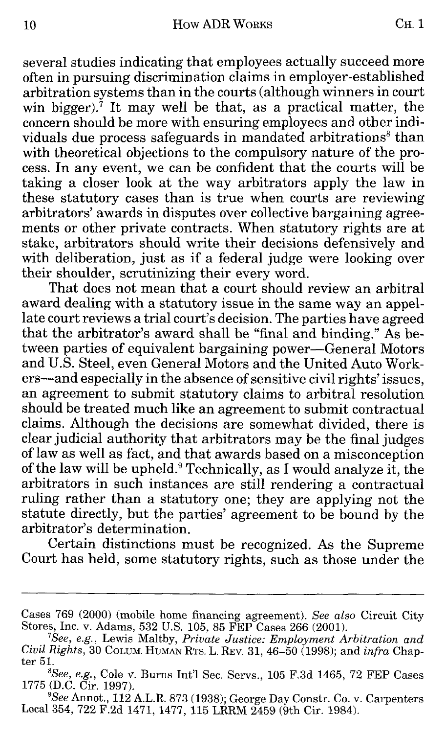several studies indicating that employees actually succeed more often in pursuing discrimination claims in employer-established arbitration systems than in the courts (although winners in court win bigger).[7] It may well be that, as a practical matter, the concern should be more with ensuring employees and other individuals due process safeguards in mandated arbitrations[8] than with theoretical objections to the compulsory nature of the process. In any event, we can be confident that the courts will be taking a closer look at the way arbitrators apply the law in these statutory cases than is true when courts are reviewing arbitrators' awards in disputes over collective bargaining agreements or other private contracts. When statutory rights are at stake, arbitrators should write their decisions defensively and with deliberation, just as if a federal judge were looking over their shoulder, scrutinizing their every word.

That does not mean that a court should review an arbitral award dealing with a statutory issue in the same way an appellate court reviews a trial court's decision. The parties have agreed that the arbitrator's award shall be "final and binding." As between parties of equivalent bargaining power—General Motors and U.S. Steel, even General Motors and the United Auto Workers—and especially in the absence of sensitive civil rights' issues, an agreement to submit statutory claims to arbitral resolution should be treated much like an agreement to submit contractual claims. Although the decisions are somewhat divided, there is clear judicial authority that arbitrators may be the final judges of law as well as fact, and that awards based on a misconception of the law will be upheld.[9] Technically, as I would analyze it, the arbitrators in such instances are still rendering a contractual ruling rather than a statutory one; they are applying not the statute directly, but the parties' agreement to be bound by the arbitrator's determination.

Certain distinctions must be recognized. As the Supreme Court has held, some statutory rights, such as those under the

---

Cases 769 (2000) (mobile home financing agreement). *See also* Circuit City Stores, Inc. v. Adams, 532 U.S. 105, 85 FEP Cases 266 (2001).

[7] *See, e.g.*, Lewis Maltby, *Private Justice: Employment Arbitration and Civil Rights*, 30 COLUM. HUMAN RTS. L. REV. 31, 46–50 (1998); and *infra* Chapter 51.

[8] *See, e.g.*, Cole v. Burns Int'l Sec. Servs., 105 F.3d 1465, 72 FEP Cases 1775 (D.C. Cir. 1997).

[9] *See* Annot., 112 A.L.R. 873 (1938); George Day Constr. Co. v. Carpenters Local 354, 722 F.2d 1471, 1477, 115 LRRM 2459 (9th Cir. 1984).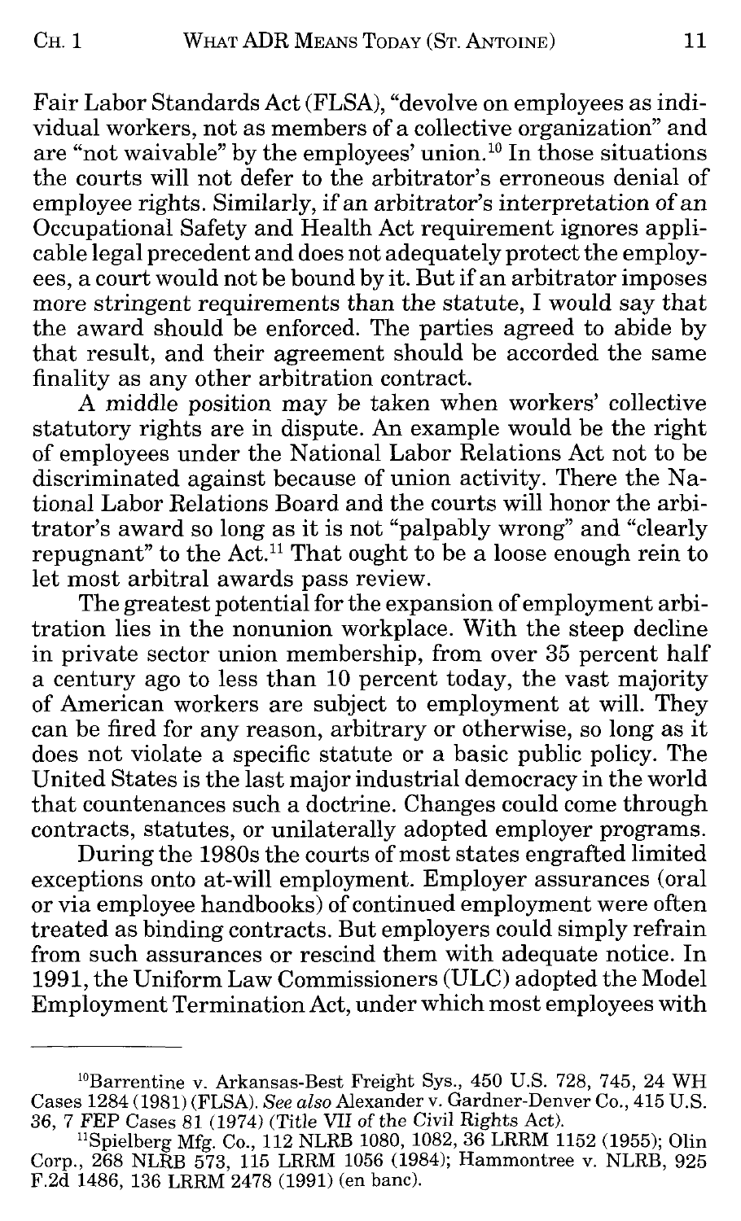Fair Labor Standards Act (FLSA), "devolve on employees as individual workers, not as members of a collective organization" and are "not waivable" by the employees' union.[10] In those situations the courts will not defer to the arbitrator's erroneous denial of employee rights. Similarly, if an arbitrator's interpretation of an Occupational Safety and Health Act requirement ignores applicable legal precedent and does not adequately protect the employees, a court would not be bound by it. But if an arbitrator imposes more stringent requirements than the statute, I would say that the award should be enforced. The parties agreed to abide by that result, and their agreement should be accorded the same finality as any other arbitration contract.

A middle position may be taken when workers' collective statutory rights are in dispute. An example would be the right of employees under the National Labor Relations Act not to be discriminated against because of union activity. There the National Labor Relations Board and the courts will honor the arbitrator's award so long as it is not "palpably wrong" and "clearly repugnant" to the Act.[11] That ought to be a loose enough rein to let most arbitral awards pass review.

The greatest potential for the expansion of employment arbitration lies in the nonunion workplace. With the steep decline in private sector union membership, from over 35 percent half a century ago to less than 10 percent today, the vast majority of American workers are subject to employment at will. They can be fired for any reason, arbitrary or otherwise, so long as it does not violate a specific statute or a basic public policy. The United States is the last major industrial democracy in the world that countenances such a doctrine. Changes could come through contracts, statutes, or unilaterally adopted employer programs.

During the 1980s the courts of most states engrafted limited exceptions onto at-will employment. Employer assurances (oral or via employee handbooks) of continued employment were often treated as binding contracts. But employers could simply refrain from such assurances or rescind them with adequate notice. In 1991, the Uniform Law Commissioners (ULC) adopted the Model Employment Termination Act, under which most employees with

---

[10] Barrentine v. Arkansas-Best Freight Sys., 450 U.S. 728, 745, 24 WH Cases 1284 (1981) (FLSA). *See also* Alexander v. Gardner-Denver Co., 415 U.S. 36, 7 FEP Cases 81 (1974) (Title VII of the Civil Rights Act).

[11] Spielberg Mfg. Co., 112 NLRB 1080, 1082, 36 LRRM 1152 (1955); Olin Corp., 268 NLRB 573, 115 LRRM 1056 (1984); Hammontree v. NLRB, 925 F.2d 1486, 136 LRRM 2478 (1991) (en banc).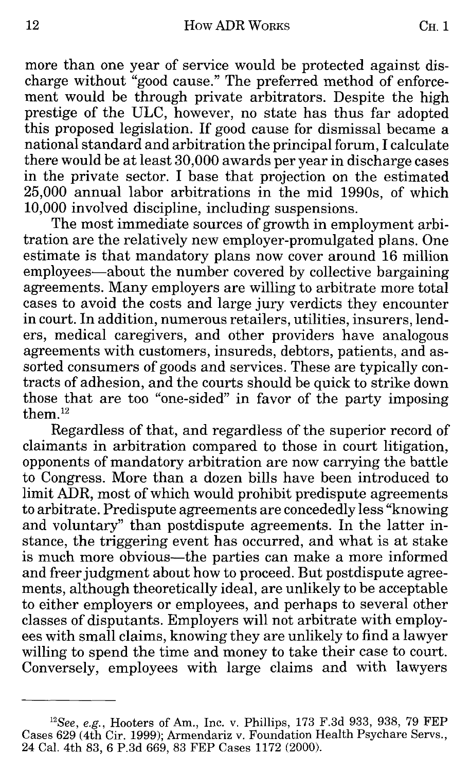more than one year of service would be protected against discharge without "good cause." The preferred method of enforcement would be through private arbitrators. Despite the high prestige of the ULC, however, no state has thus far adopted this proposed legislation. If good cause for dismissal became a national standard and arbitration the principal forum, I calculate there would be at least 30,000 awards per year in discharge cases in the private sector. I base that projection on the estimated 25,000 annual labor arbitrations in the mid 1990s, of which 10,000 involved discipline, including suspensions.

The most immediate sources of growth in employment arbitration are the relatively new employer-promulgated plans. One estimate is that mandatory plans now cover around 16 million employees—about the number covered by collective bargaining agreements. Many employers are willing to arbitrate more total cases to avoid the costs and large jury verdicts they encounter in court. In addition, numerous retailers, utilities, insurers, lenders, medical caregivers, and other providers have analogous agreements with customers, insureds, debtors, patients, and assorted consumers of goods and services. These are typically contracts of adhesion, and the courts should be quick to strike down those that are too "one-sided" in favor of the party imposing them.[12]

Regardless of that, and regardless of the superior record of claimants in arbitration compared to those in court litigation, opponents of mandatory arbitration are now carrying the battle to Congress. More than a dozen bills have been introduced to limit ADR, most of which would prohibit predispute agreements to arbitrate. Predispute agreements are concededly less "knowing and voluntary" than postdispute agreements. In the latter instance, the triggering event has occurred, and what is at stake is much more obvious—the parties can make a more informed and freer judgment about how to proceed. But postdispute agreements, although theoretically ideal, are unlikely to be acceptable to either employers or employees, and perhaps to several other classes of disputants. Employers will not arbitrate with employees with small claims, knowing they are unlikely to find a lawyer willing to spend the time and money to take their case to court. Conversely, employees with large claims and with lawyers

---

[12] *See, e.g.*, Hooters of Am., Inc. v. Phillips, 173 F.3d 933, 938, 79 FEP Cases 629 (4th Cir. 1999); Armendariz v. Foundation Health Psychare Servs., 24 Cal. 4th 83, 6 P.3d 669, 83 FEP Cases 1172 (2000).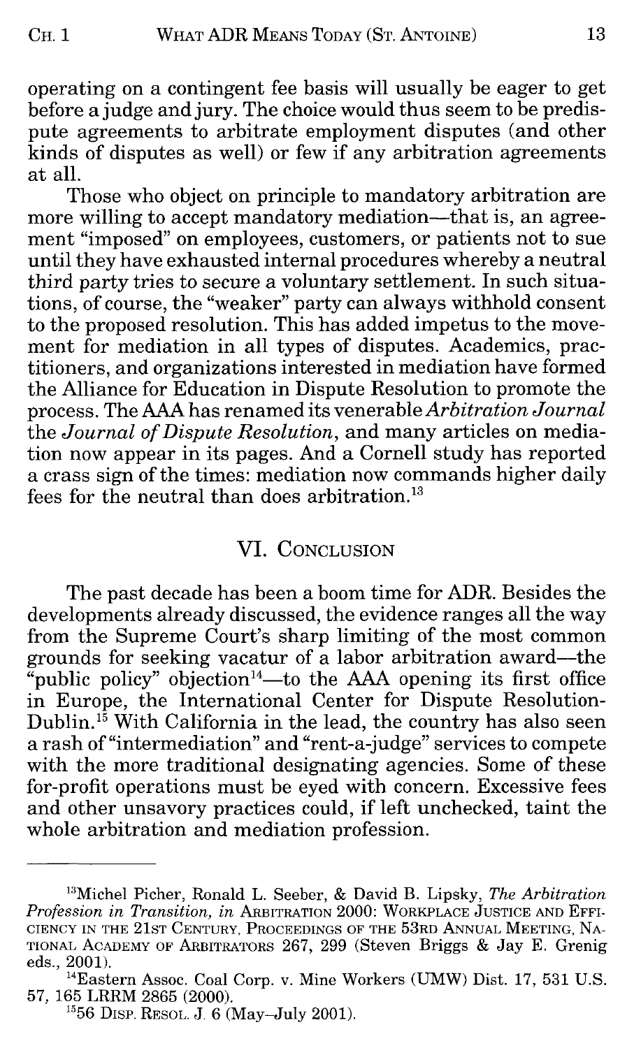operating on a contingent fee basis will usually be eager to get before a judge and jury. The choice would thus seem to be predispute agreements to arbitrate employment disputes (and other kinds of disputes as well) or few if any arbitration agreements at all.

Those who object on principle to mandatory arbitration are more willing to accept mandatory mediation—that is, an agreement "imposed" on employees, customers, or patients not to sue until they have exhausted internal procedures whereby a neutral third party tries to secure a voluntary settlement. In such situations, of course, the "weaker" party can always withhold consent to the proposed resolution. This has added impetus to the movement for mediation in all types of disputes. Academics, practitioners, and organizations interested in mediation have formed the Alliance for Education in Dispute Resolution to promote the process. The AAA has renamed its venerable *Arbitration Journal* the *Journal of Dispute Resolution*, and many articles on mediation now appear in its pages. And a Cornell study has reported a crass sign of the times: mediation now commands higher daily fees for the neutral than does arbitration.[13]

## VI. Conclusion

The past decade has been a boom time for ADR. Besides the developments already discussed, the evidence ranges all the way from the Supreme Court's sharp limiting of the most common grounds for seeking vacatur of a labor arbitration award—the "public policy" objection[14]—to the AAA opening its first office in Europe, the International Center for Dispute Resolution-Dublin.[15] With California in the lead, the country has also seen a rash of "intermediation" and "rent-a-judge" services to compete with the more traditional designating agencies. Some of these for-profit operations must be eyed with concern. Excessive fees and other unsavory practices could, if left unchecked, taint the whole arbitration and mediation profession.

---

[13]Michel Picher, Ronald L. Seeber, & David B. Lipsky, *The Arbitration Profession in Transition, in* Arbitration 2000: Workplace Justice and Efficiency in the 21st Century, Proceedings of the 53rd Annual Meeting, National Academy of Arbitrators 267, 299 (Steven Briggs & Jay E. Grenig eds., 2001).

[14]Eastern Assoc. Coal Corp. v. Mine Workers (UMW) Dist. 17, 531 U.S. 57, 165 LRRM 2865 (2000).

[15]56 Disp. Resol. J. 6 (May–July 2001).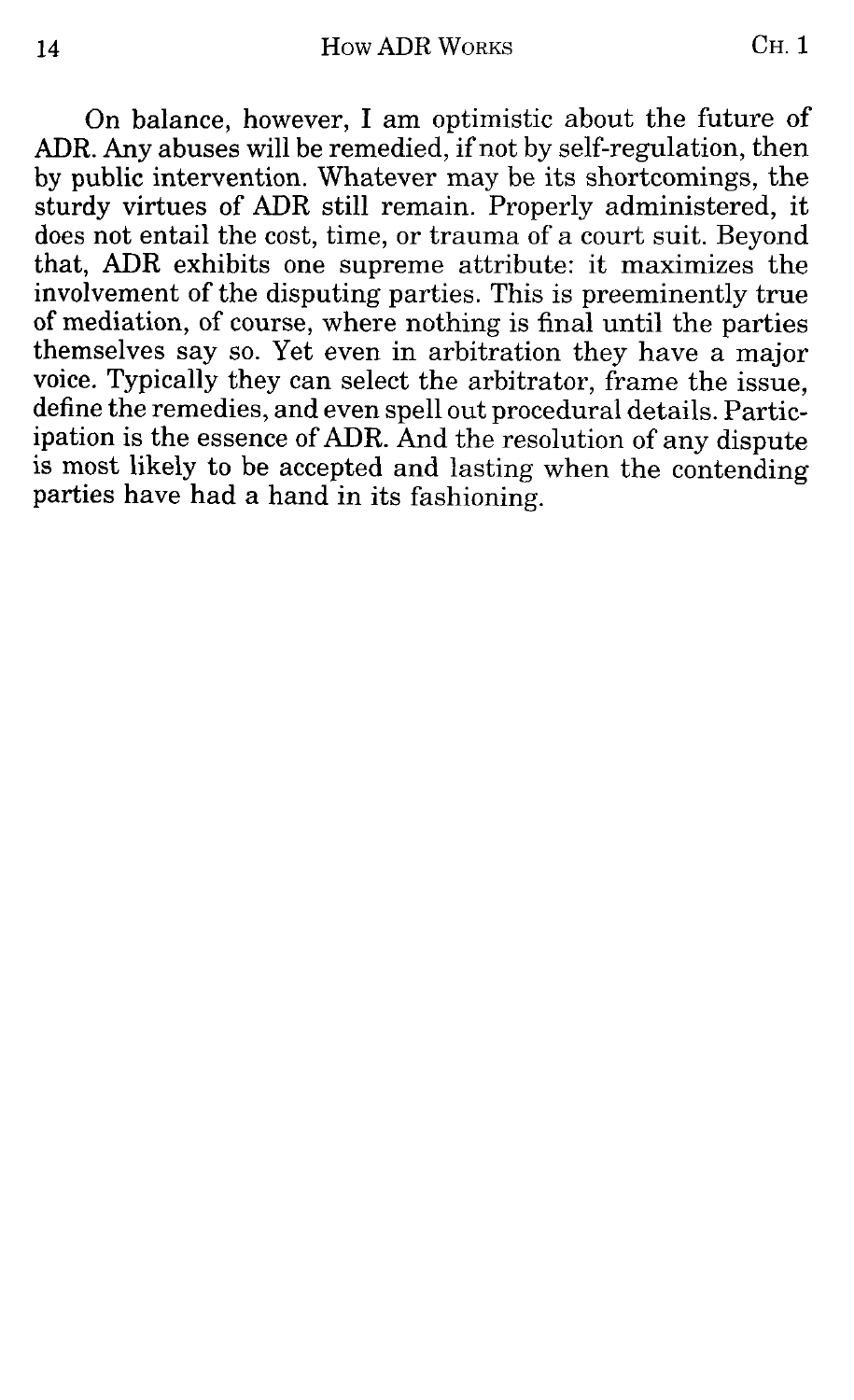On balance, however, I am optimistic about the future of ADR. Any abuses will be remedied, if not by self-regulation, then by public intervention. Whatever may be its shortcomings, the sturdy virtues of ADR still remain. Properly administered, it does not entail the cost, time, or trauma of a court suit. Beyond that, ADR exhibits one supreme attribute: it maximizes the involvement of the disputing parties. This is preeminently true of mediation, of course, where nothing is final until the parties themselves say so. Yet even in arbitration they have a major voice. Typically they can select the arbitrator, frame the issue, define the remedies, and even spell out procedural details. Participation is the essence of ADR. And the resolution of any dispute is most likely to be accepted and lasting when the contending parties have had a hand in its fashioning.